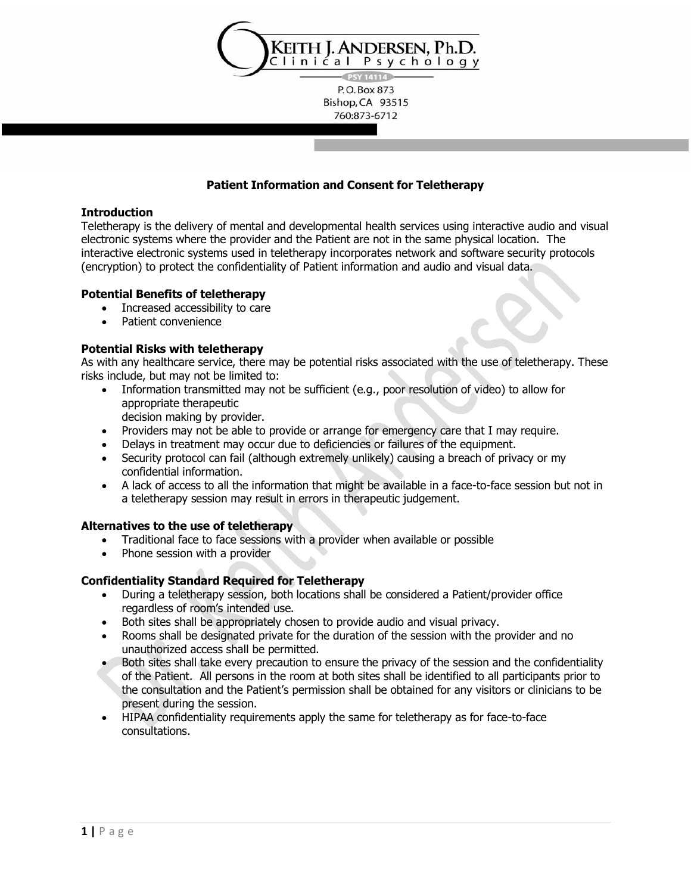KEITH J. ANDERSEN, Ph.D.
Clinical Psychology
PSY 14114
P.O. Box 873
Bishop, CA 93515
760:873-6712

## Patient Information and Consent for Teletherapy

### Introduction

Teletherapy is the delivery of mental and developmental health services using interactive audio and visual electronic systems where the provider and the Patient are not in the same physical location. The interactive electronic systems used in teletherapy incorporates network and software security protocols (encryption) to protect the confidentiality of Patient information and audio and visual data.

### Potential Benefits of teletherapy

- Increased accessibility to care
- Patient convenience

### Potential Risks with teletherapy

As with any healthcare service, there may be potential risks associated with the use of teletherapy. These risks include, but may not be limited to:

- Information transmitted may not be sufficient (e.g., poor resolution of video) to allow for appropriate therapeutic decision making by provider.
- Providers may not be able to provide or arrange for emergency care that I may require.
- Delays in treatment may occur due to deficiencies or failures of the equipment.
- Security protocol can fail (although extremely unlikely) causing a breach of privacy or my confidential information.
- A lack of access to all the information that might be available in a face-to-face session but not in a teletherapy session may result in errors in therapeutic judgement.

### Alternatives to the use of teletherapy

- Traditional face to face sessions with a provider when available or possible
- Phone session with a provider

### Confidentiality Standard Required for Teletherapy

- During a teletherapy session, both locations shall be considered a Patient/provider office regardless of room's intended use.
- Both sites shall be appropriately chosen to provide audio and visual privacy.
- Rooms shall be designated private for the duration of the session with the provider and no unauthorized access shall be permitted.
- Both sites shall take every precaution to ensure the privacy of the session and the confidentiality of the Patient. All persons in the room at both sites shall be identified to all participants prior to the consultation and the Patient's permission shall be obtained for any visitors or clinicians to be present during the session.
- HIPAA confidentiality requirements apply the same for teletherapy as for face-to-face consultations.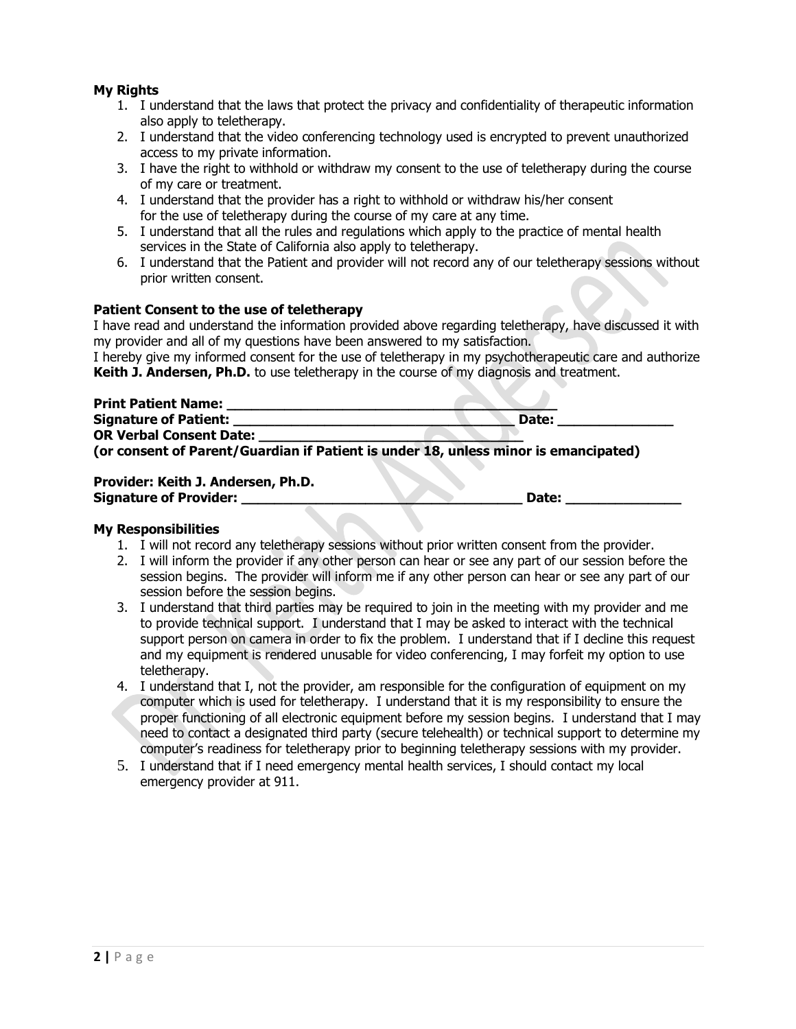**My Rights**

1. I understand that the laws that protect the privacy and confidentiality of therapeutic information also apply to teletherapy.
2. I understand that the video conferencing technology used is encrypted to prevent unauthorized access to my private information.
3. I have the right to withhold or withdraw my consent to the use of teletherapy during the course of my care or treatment.
4. I understand that the provider has a right to withhold or withdraw his/her consent for the use of teletherapy during the course of my care at any time.
5. I understand that all the rules and regulations which apply to the practice of mental health services in the State of California also apply to teletherapy.
6. I understand that the Patient and provider will not record any of our teletherapy sessions without prior written consent.

**Patient Consent to the use of teletherapy**

I have read and understand the information provided above regarding teletherapy, have discussed it with my provider and all of my questions have been answered to my satisfaction.

I hereby give my informed consent for the use of teletherapy in my psychotherapeutic care and authorize **Keith J. Andersen, Ph.D.** to use teletherapy in the course of my diagnosis and treatment.

**Print Patient Name: ________________________________________**

**Signature of Patient: ___________________________________ Date: ______________**

**OR Verbal Consent Date: ________________________________**

**(or consent of Parent/Guardian if Patient is under 18, unless minor is emancipated)**

**Provider: Keith J. Andersen, Ph.D.**

**Signature of Provider: __________________________________ Date: ______________**

**My Responsibilities**

1. I will not record any teletherapy sessions without prior written consent from the provider.
2. I will inform the provider if any other person can hear or see any part of our session before the session begins. The provider will inform me if any other person can hear or see any part of our session before the session begins.
3. I understand that third parties may be required to join in the meeting with my provider and me to provide technical support. I understand that I may be asked to interact with the technical support person on camera in order to fix the problem. I understand that if I decline this request and my equipment is rendered unusable for video conferencing, I may forfeit my option to use teletherapy.
4. I understand that I, not the provider, am responsible for the configuration of equipment on my computer which is used for teletherapy. I understand that it is my responsibility to ensure the proper functioning of all electronic equipment before my session begins. I understand that I may need to contact a designated third party (secure telehealth) or technical support to determine my computer's readiness for teletherapy prior to beginning teletherapy sessions with my provider.
5. I understand that if I need emergency mental health services, I should contact my local emergency provider at 911.